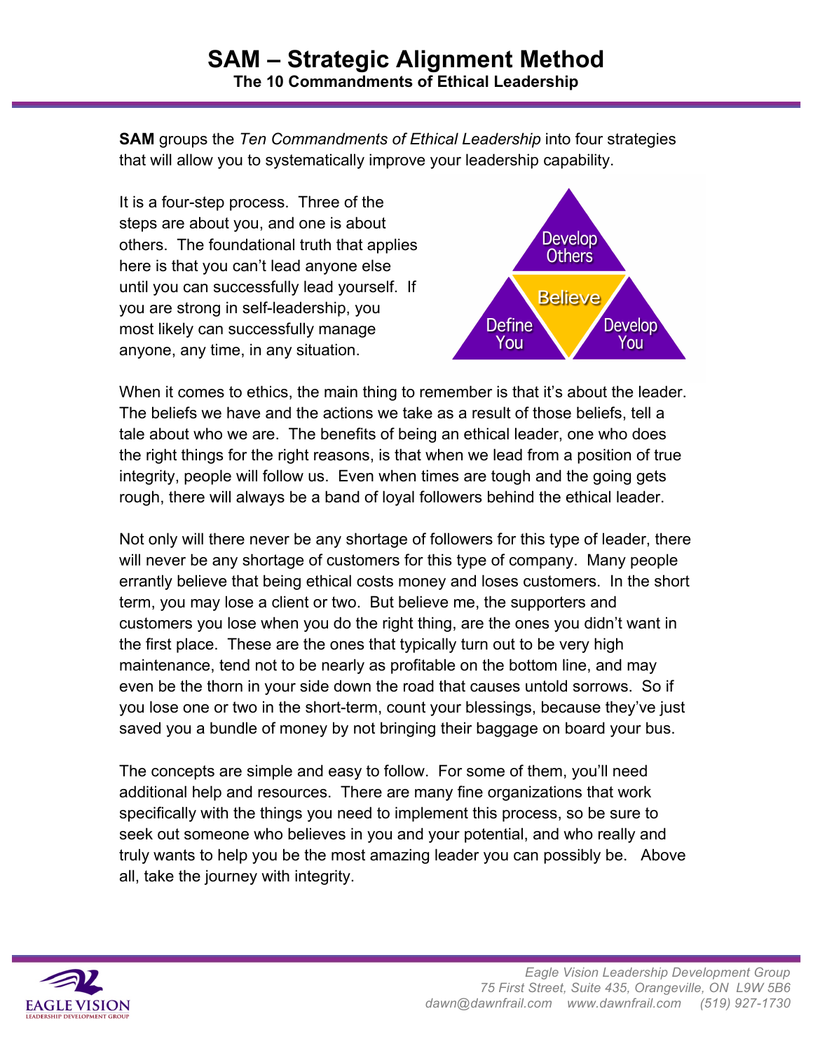# SAM – Strategic Alignment Method

## The 10 Commandments of Ethical Leadership

**SAM** groups the *Ten Commandments of Ethical Leadership* into four strategies that will allow you to systematically improve your leadership capability.

It is a four-step process. Three of the steps are about you, and one is about others. The foundational truth that applies here is that you can't lead anyone else until you can successfully lead yourself. If you are strong in self-leadership, you most likely can successfully manage anyone, any time, in any situation.

Develop Others

Believe

Define You

Develop You

When it comes to ethics, the main thing to remember is that it's about the leader. The beliefs we have and the actions we take as a result of those beliefs, tell a tale about who we are. The benefits of being an ethical leader, one who does the right things for the right reasons, is that when we lead from a position of true integrity, people will follow us. Even when times are tough and the going gets rough, there will always be a band of loyal followers behind the ethical leader.

Not only will there never be any shortage of followers for this type of leader, there will never be any shortage of customers for this type of company. Many people errantly believe that being ethical costs money and loses customers. In the short term, you may lose a client or two. But believe me, the supporters and customers you lose when you do the right thing, are the ones you didn't want in the first place. These are the ones that typically turn out to be very high maintenance, tend not to be nearly as profitable on the bottom line, and may even be the thorn in your side down the road that causes untold sorrows. So if you lose one or two in the short-term, count your blessings, because they've just saved you a bundle of money by not bringing their baggage on board your bus.

The concepts are simple and easy to follow. For some of them, you'll need additional help and resources. There are many fine organizations that work specifically with the things you need to implement this process, so be sure to seek out someone who believes in you and your potential, and who really and truly wants to help you be the most amazing leader you can possibly be. Above all, take the journey with integrity.

*Eagle Vision Leadership Development Group*
*75 First Street, Suite 435, Orangeville, ON L9W 5B6*
*dawn@dawnfrail.com www.dawnfrail.com (519) 927-1730*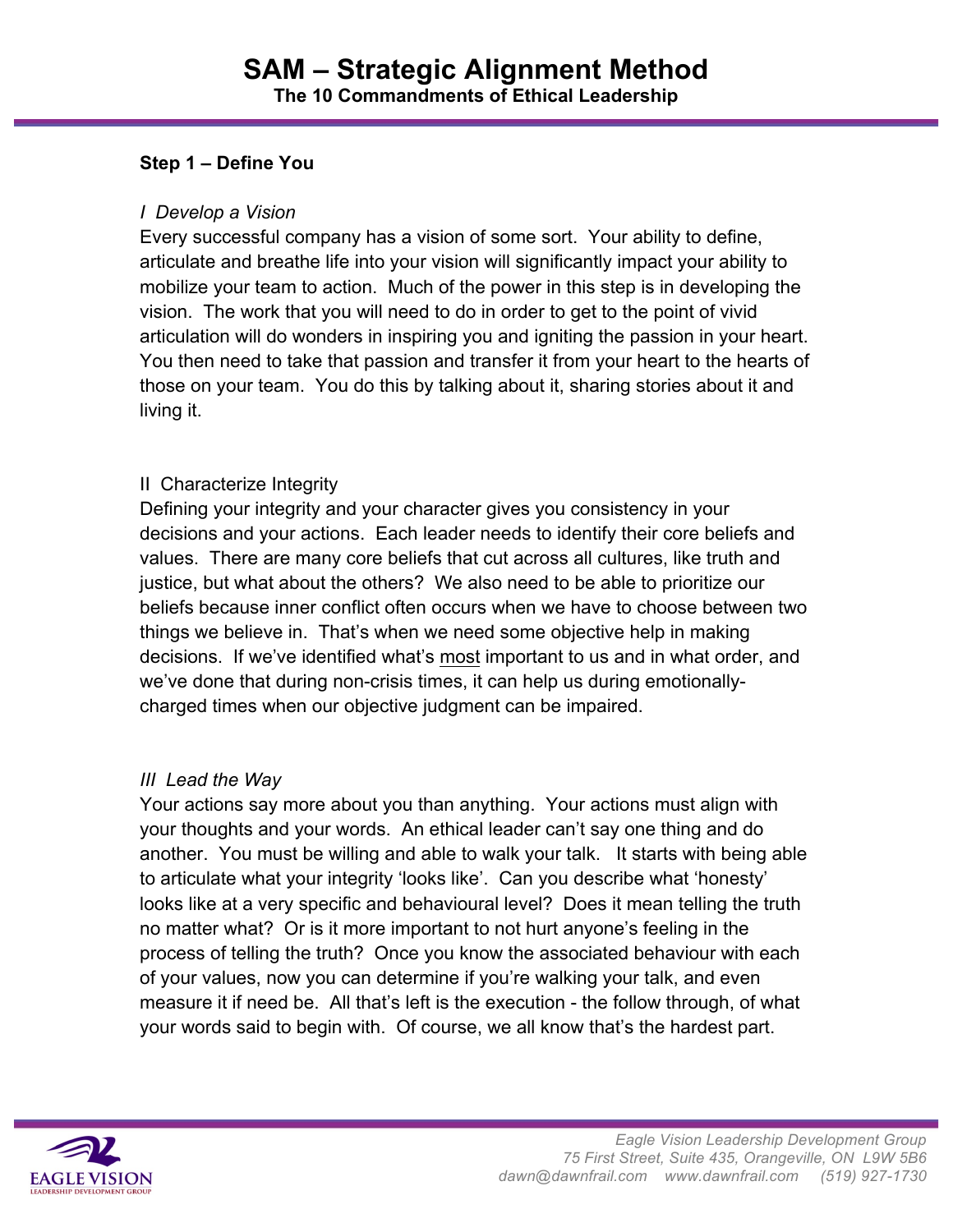# SAM – Strategic Alignment Method

**The 10 Commandments of Ethical Leadership**

**Step 1 – Define You**

*I Develop a Vision*

Every successful company has a vision of some sort. Your ability to define, articulate and breathe life into your vision will significantly impact your ability to mobilize your team to action. Much of the power in this step is in developing the vision. The work that you will need to do in order to get to the point of vivid articulation will do wonders in inspiring you and igniting the passion in your heart. You then need to take that passion and transfer it from your heart to the hearts of those on your team. You do this by talking about it, sharing stories about it and living it.

II Characterize Integrity

Defining your integrity and your character gives you consistency in your decisions and your actions. Each leader needs to identify their core beliefs and values. There are many core beliefs that cut across all cultures, like truth and justice, but what about the others? We also need to be able to prioritize our beliefs because inner conflict often occurs when we have to choose between two things we believe in. That's when we need some objective help in making decisions. If we've identified what's <u>most</u> important to us and in what order, and we've done that during non-crisis times, it can help us during emotionally-charged times when our objective judgment can be impaired.

*III Lead the Way*

Your actions say more about you than anything. Your actions must align with your thoughts and your words. An ethical leader can't say one thing and do another. You must be willing and able to walk your talk. It starts with being able to articulate what your integrity 'looks like'. Can you describe what 'honesty' looks like at a very specific and behavioural level? Does it mean telling the truth no matter what? Or is it more important to not hurt anyone's feeling in the process of telling the truth? Once you know the associated behaviour with each of your values, now you can determine if you're walking your talk, and even measure it if need be. All that's left is the execution - the follow through, of what your words said to begin with. Of course, we all know that's the hardest part.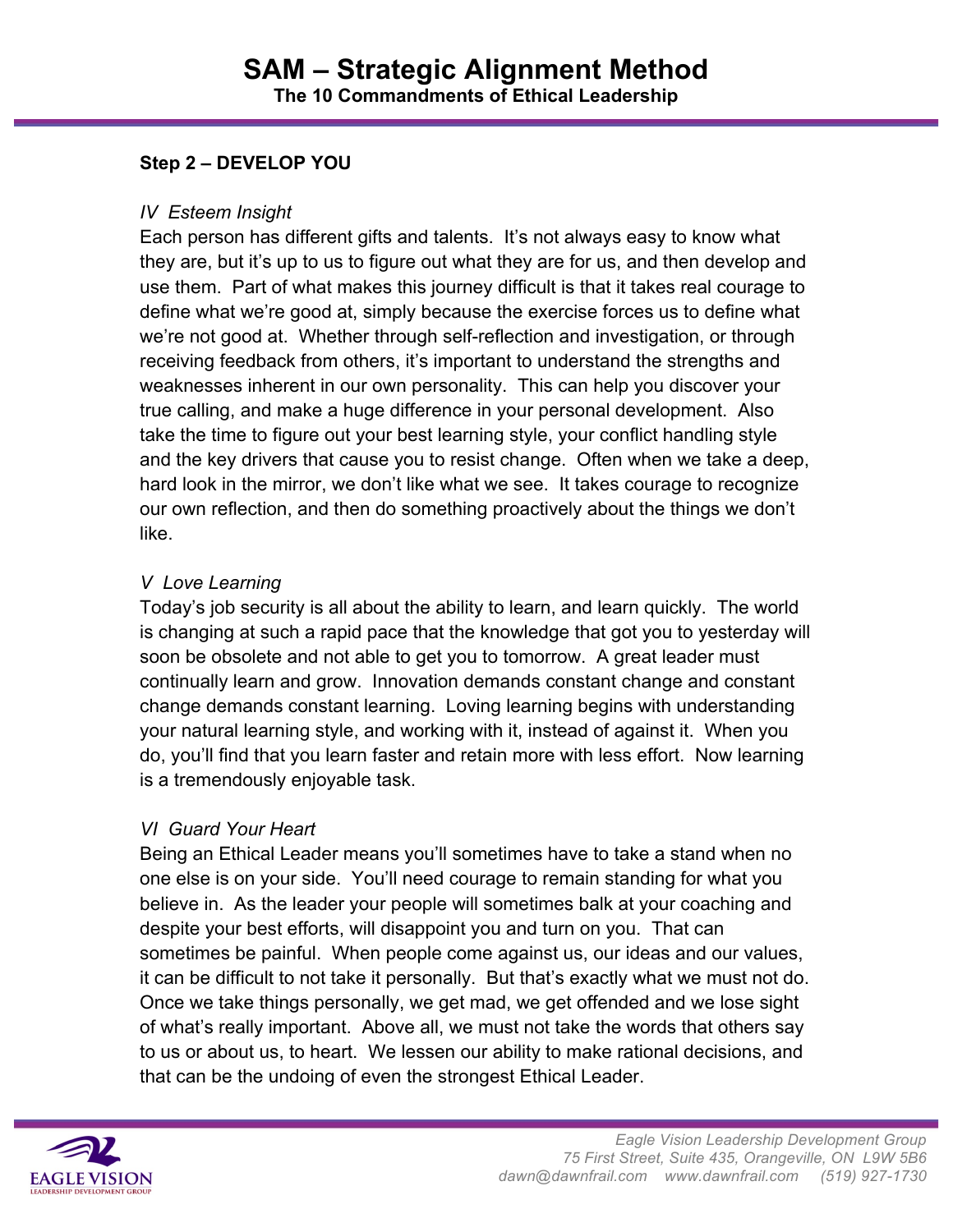# SAM – Strategic Alignment Method

## The 10 Commandments of Ethical Leadership

**Step 2 – DEVELOP YOU**

*IV Esteem Insight*

Each person has different gifts and talents. It's not always easy to know what they are, but it's up to us to figure out what they are for us, and then develop and use them. Part of what makes this journey difficult is that it takes real courage to define what we're good at, simply because the exercise forces us to define what we're not good at. Whether through self-reflection and investigation, or through receiving feedback from others, it's important to understand the strengths and weaknesses inherent in our own personality. This can help you discover your true calling, and make a huge difference in your personal development. Also take the time to figure out your best learning style, your conflict handling style and the key drivers that cause you to resist change. Often when we take a deep, hard look in the mirror, we don't like what we see. It takes courage to recognize our own reflection, and then do something proactively about the things we don't like.

*V Love Learning*

Today's job security is all about the ability to learn, and learn quickly. The world is changing at such a rapid pace that the knowledge that got you to yesterday will soon be obsolete and not able to get you to tomorrow. A great leader must continually learn and grow. Innovation demands constant change and constant change demands constant learning. Loving learning begins with understanding your natural learning style, and working with it, instead of against it. When you do, you'll find that you learn faster and retain more with less effort. Now learning is a tremendously enjoyable task.

*VI Guard Your Heart*

Being an Ethical Leader means you'll sometimes have to take a stand when no one else is on your side. You'll need courage to remain standing for what you believe in. As the leader your people will sometimes balk at your coaching and despite your best efforts, will disappoint you and turn on you. That can sometimes be painful. When people come against us, our ideas and our values, it can be difficult to not take it personally. But that's exactly what we must not do. Once we take things personally, we get mad, we get offended and we lose sight of what's really important. Above all, we must not take the words that others say to us or about us, to heart. We lessen our ability to make rational decisions, and that can be the undoing of even the strongest Ethical Leader.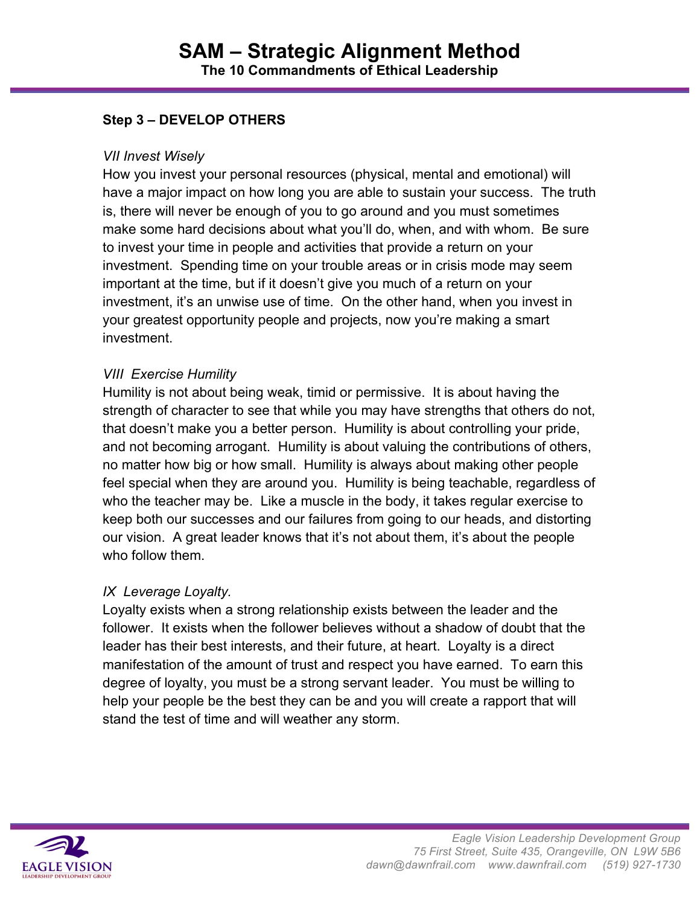## Step 3 – DEVELOP OTHERS

*VII Invest Wisely*

How you invest your personal resources (physical, mental and emotional) will have a major impact on how long you are able to sustain your success. The truth is, there will never be enough of you to go around and you must sometimes make some hard decisions about what you'll do, when, and with whom. Be sure to invest your time in people and activities that provide a return on your investment. Spending time on your trouble areas or in crisis mode may seem important at the time, but if it doesn't give you much of a return on your investment, it's an unwise use of time. On the other hand, when you invest in your greatest opportunity people and projects, now you're making a smart investment.

*VIII Exercise Humility*

Humility is not about being weak, timid or permissive. It is about having the strength of character to see that while you may have strengths that others do not, that doesn't make you a better person. Humility is about controlling your pride, and not becoming arrogant. Humility is about valuing the contributions of others, no matter how big or how small. Humility is always about making other people feel special when they are around you. Humility is being teachable, regardless of who the teacher may be. Like a muscle in the body, it takes regular exercise to keep both our successes and our failures from going to our heads, and distorting our vision. A great leader knows that it's not about them, it's about the people who follow them.

*IX Leverage Loyalty.*

Loyalty exists when a strong relationship exists between the leader and the follower. It exists when the follower believes without a shadow of doubt that the leader has their best interests, and their future, at heart. Loyalty is a direct manifestation of the amount of trust and respect you have earned. To earn this degree of loyalty, you must be a strong servant leader. You must be willing to help your people be the best they can be and you will create a rapport that will stand the test of time and will weather any storm.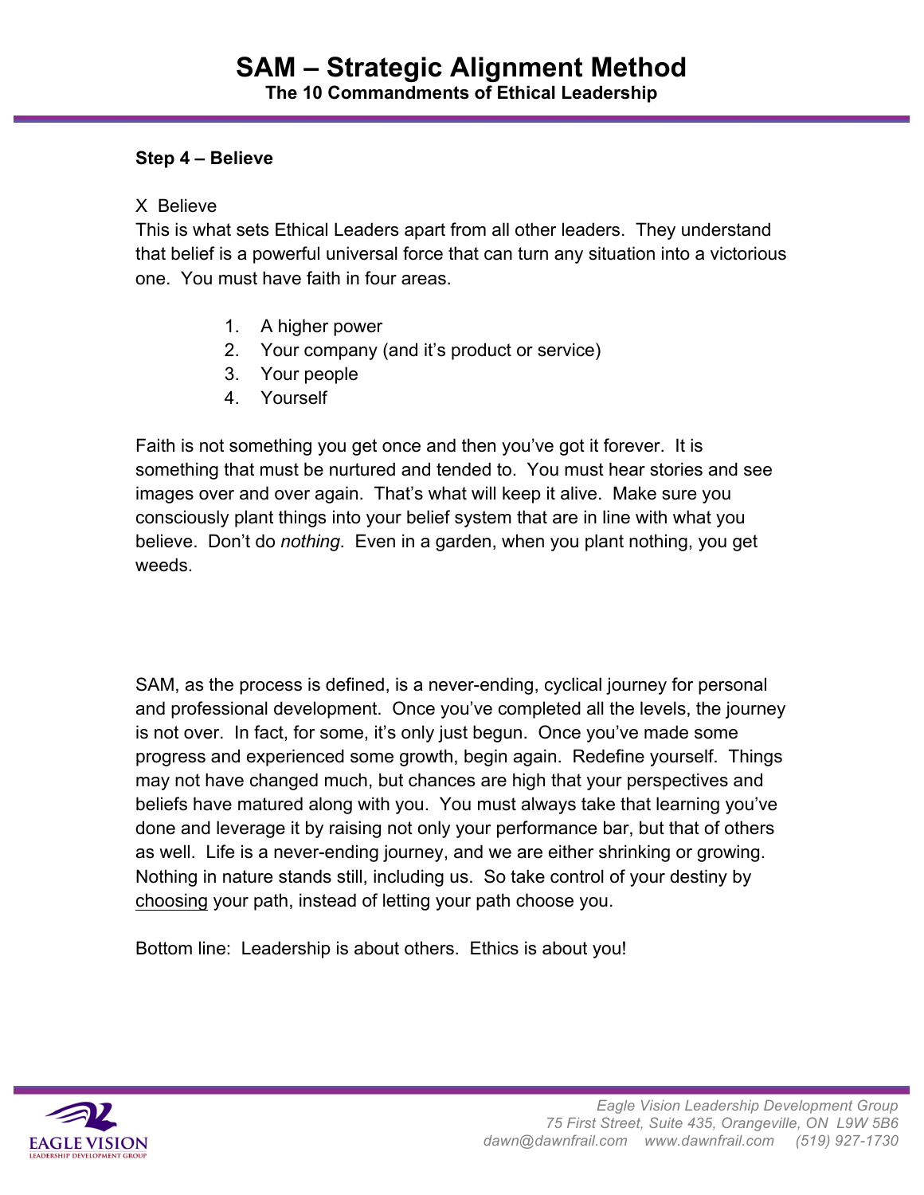# SAM – Strategic Alignment Method
## The 10 Commandments of Ethical Leadership

**Step 4 – Believe**

X  Believe

This is what sets Ethical Leaders apart from all other leaders. They understand that belief is a powerful universal force that can turn any situation into a victorious one. You must have faith in four areas.

1. A higher power
2. Your company (and it's product or service)
3. Your people
4. Yourself

Faith is not something you get once and then you've got it forever. It is something that must be nurtured and tended to. You must hear stories and see images over and over again. That's what will keep it alive. Make sure you consciously plant things into your belief system that are in line with what you believe. Don't do *nothing*. Even in a garden, when you plant nothing, you get weeds.

SAM, as the process is defined, is a never-ending, cyclical journey for personal and professional development. Once you've completed all the levels, the journey is not over. In fact, for some, it's only just begun. Once you've made some progress and experienced some growth, begin again. Redefine yourself. Things may not have changed much, but chances are high that your perspectives and beliefs have matured along with you. You must always take that learning you've done and leverage it by raising not only your performance bar, but that of others as well. Life is a never-ending journey, and we are either shrinking or growing. Nothing in nature stands still, including us. So take control of your destiny by <u>choosing</u> your path, instead of letting your path choose you.

Bottom line: Leadership is about others. Ethics is about you!